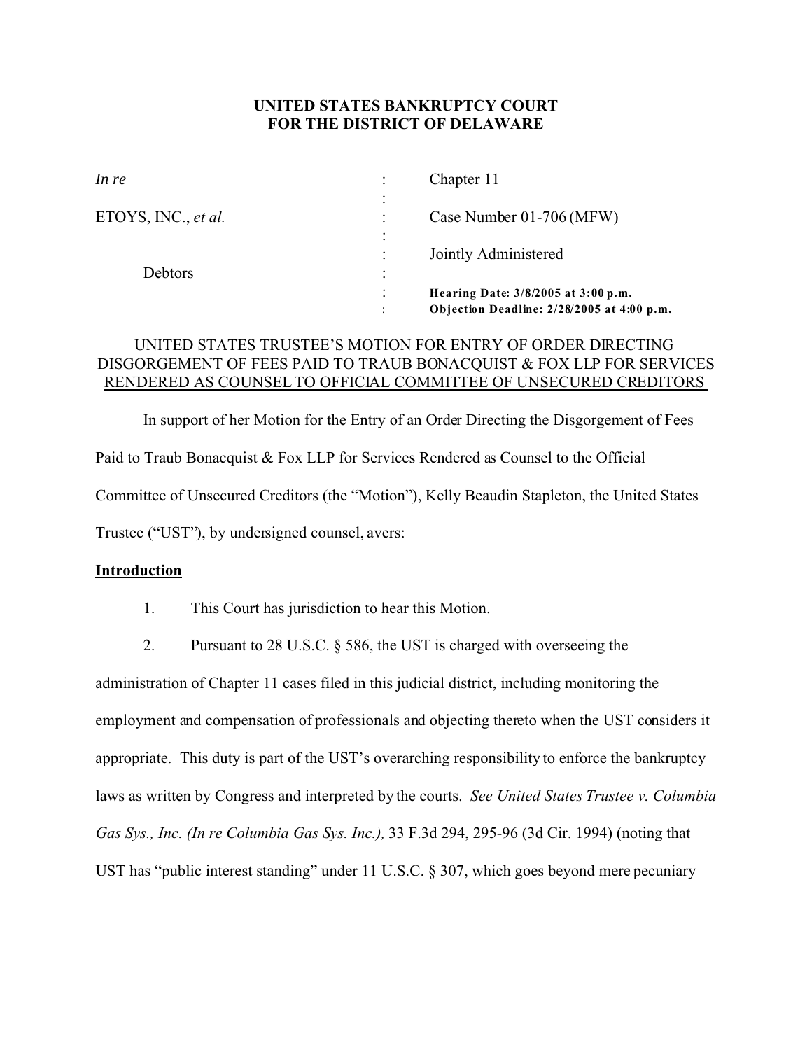**UNITED STATES BANKRUPTCY COURT**
**FOR THE DISTRICT OF DELAWARE**

| | | |
|---|---|---|
| *In re* | : | Chapter 11 |
| | : | |
| ETOYS, INC., *et al.* | : | Case Number 01-706 (MFW) |
| | : | |
| | : | Jointly Administered |
| Debtors | : | |
| | : | **Hearing Date: 3/8/2005 at 3:00 p.m.** |
| | : | **Objection Deadline: 2/28/2005 at 4:00 p.m.** |

UNITED STATES TRUSTEE'S MOTION FOR ENTRY OF ORDER DIRECTING DISGORGEMENT OF FEES PAID TO TRAUB BONACQUIST & FOX LLP FOR SERVICES RENDERED AS COUNSEL TO OFFICIAL COMMITTEE OF UNSECURED CREDITORS

In support of her Motion for the Entry of an Order Directing the Disgorgement of Fees Paid to Traub Bonacquist & Fox LLP for Services Rendered as Counsel to the Official Committee of Unsecured Creditors (the "Motion"), Kelly Beaudin Stapleton, the United States Trustee ("UST"), by undersigned counsel, avers:

**Introduction**

1. This Court has jurisdiction to hear this Motion.

2. Pursuant to 28 U.S.C. § 586, the UST is charged with overseeing the administration of Chapter 11 cases filed in this judicial district, including monitoring the employment and compensation of professionals and objecting thereto when the UST considers it appropriate. This duty is part of the UST's overarching responsibility to enforce the bankruptcy laws as written by Congress and interpreted by the courts. *See United States Trustee v. Columbia Gas Sys., Inc. (In re Columbia Gas Sys. Inc.),* 33 F.3d 294, 295-96 (3d Cir. 1994) (noting that UST has "public interest standing" under 11 U.S.C. § 307, which goes beyond mere pecuniary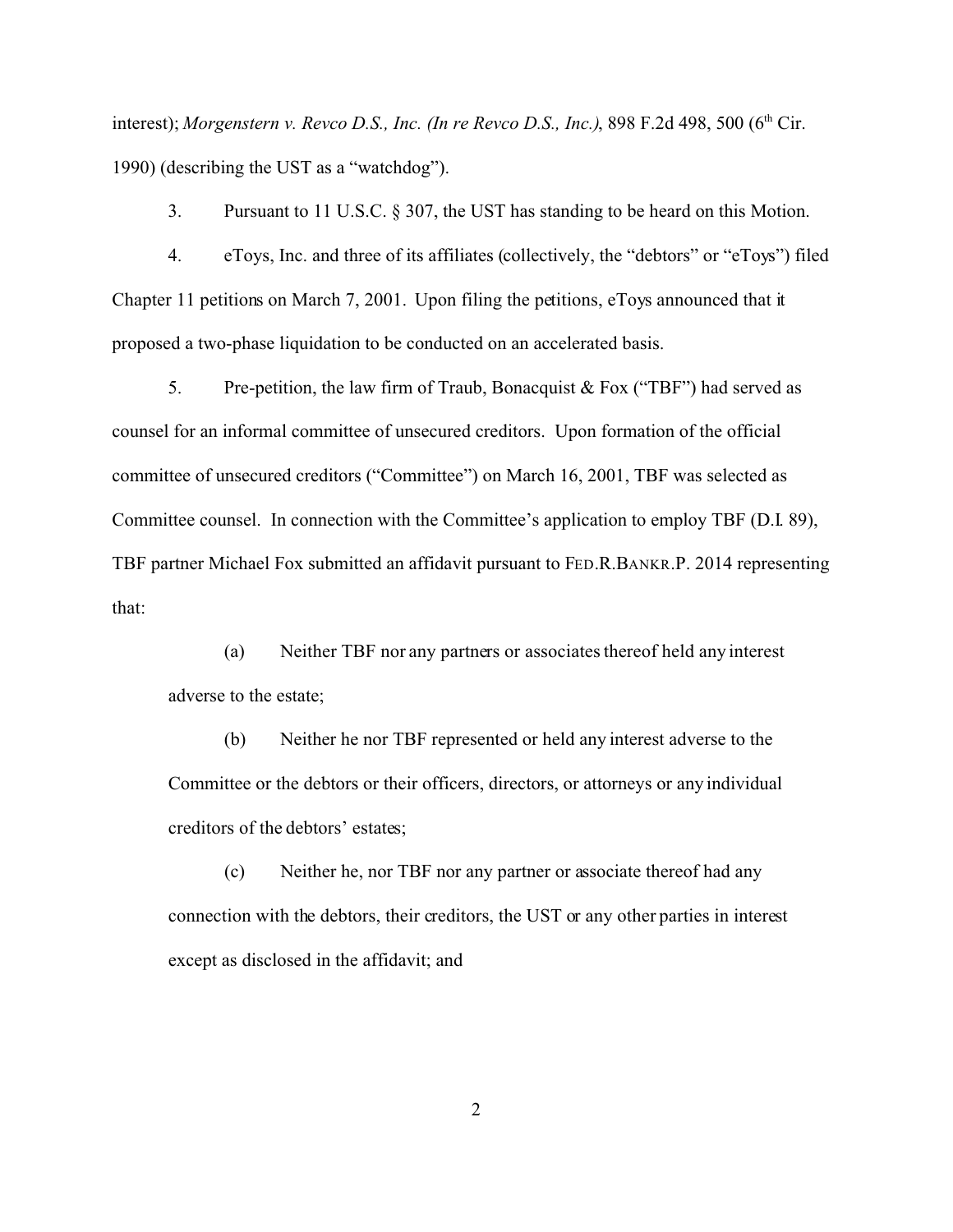interest); *Morgenstern v. Revco D.S., Inc. (In re Revco D.S., Inc.)*, 898 F.2d 498, 500 (6th Cir. 1990) (describing the UST as a "watchdog").

3. Pursuant to 11 U.S.C. § 307, the UST has standing to be heard on this Motion.

4. eToys, Inc. and three of its affiliates (collectively, the "debtors" or "eToys") filed Chapter 11 petitions on March 7, 2001. Upon filing the petitions, eToys announced that it proposed a two-phase liquidation to be conducted on an accelerated basis.

5. Pre-petition, the law firm of Traub, Bonacquist & Fox ("TBF") had served as counsel for an informal committee of unsecured creditors. Upon formation of the official committee of unsecured creditors ("Committee") on March 16, 2001, TBF was selected as Committee counsel. In connection with the Committee's application to employ TBF (D.I. 89), TBF partner Michael Fox submitted an affidavit pursuant to FED.R.BANKR.P. 2014 representing that:

(a) Neither TBF nor any partners or associates thereof held any interest adverse to the estate;

(b) Neither he nor TBF represented or held any interest adverse to the Committee or the debtors or their officers, directors, or attorneys or any individual creditors of the debtors' estates;

(c) Neither he, nor TBF nor any partner or associate thereof had any connection with the debtors, their creditors, the UST or any other parties in interest except as disclosed in the affidavit; and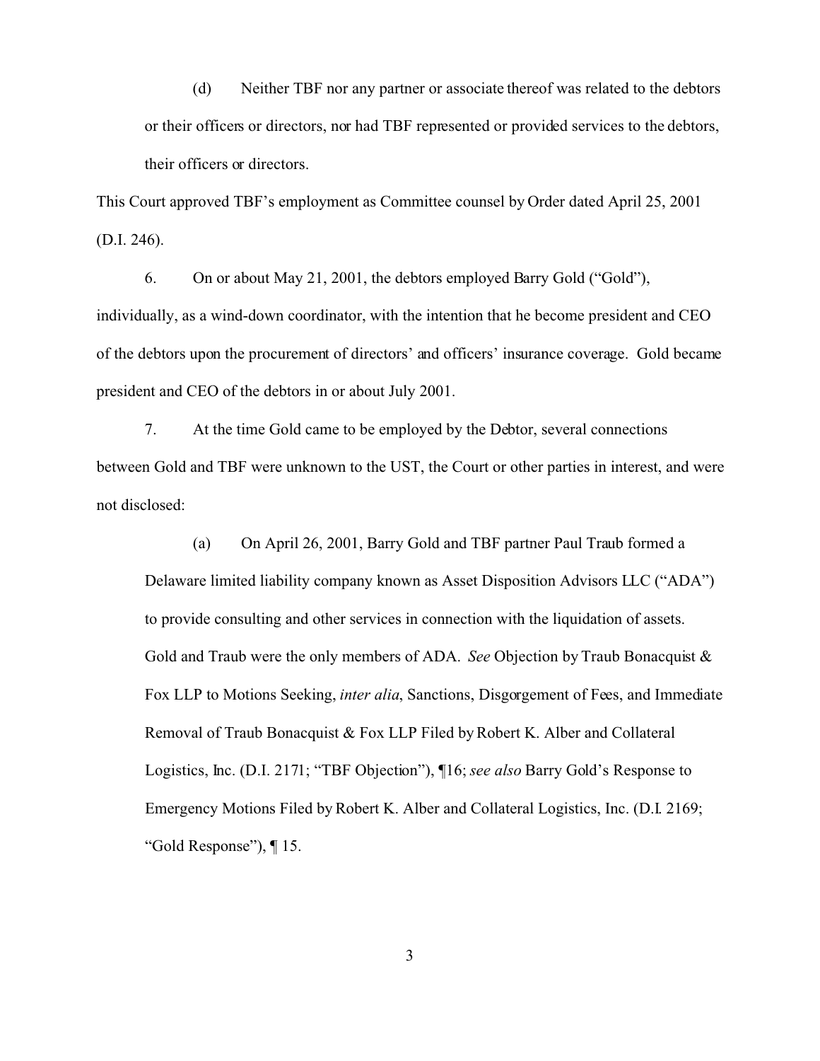(d) Neither TBF nor any partner or associate thereof was related to the debtors or their officers or directors, nor had TBF represented or provided services to the debtors, their officers or directors.

This Court approved TBF's employment as Committee counsel by Order dated April 25, 2001 (D.I. 246).

6. On or about May 21, 2001, the debtors employed Barry Gold ("Gold"), individually, as a wind-down coordinator, with the intention that he become president and CEO of the debtors upon the procurement of directors' and officers' insurance coverage. Gold became president and CEO of the debtors in or about July 2001.

7. At the time Gold came to be employed by the Debtor, several connections between Gold and TBF were unknown to the UST, the Court or other parties in interest, and were not disclosed:

(a) On April 26, 2001, Barry Gold and TBF partner Paul Traub formed a Delaware limited liability company known as Asset Disposition Advisors LLC ("ADA") to provide consulting and other services in connection with the liquidation of assets. Gold and Traub were the only members of ADA. *See* Objection by Traub Bonacquist & Fox LLP to Motions Seeking, *inter alia*, Sanctions, Disgorgement of Fees, and Immediate Removal of Traub Bonacquist & Fox LLP Filed by Robert K. Alber and Collateral Logistics, Inc. (D.I. 2171; "TBF Objection"), ¶16; *see also* Barry Gold's Response to Emergency Motions Filed by Robert K. Alber and Collateral Logistics, Inc. (D.I. 2169; "Gold Response"), ¶ 15.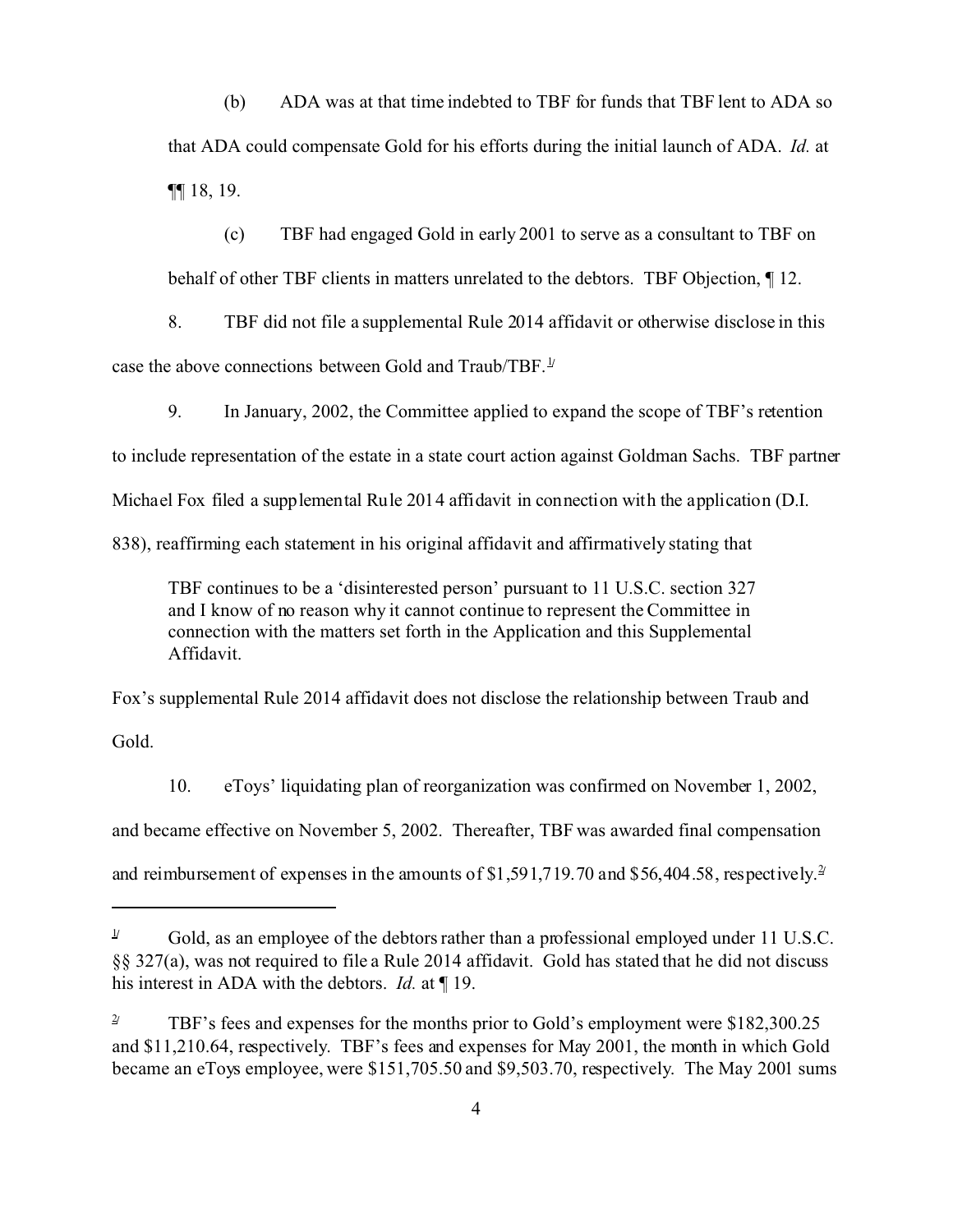(b) ADA was at that time indebted to TBF for funds that TBF lent to ADA so that ADA could compensate Gold for his efforts during the initial launch of ADA. *Id.* at ¶¶ 18, 19.

(c) TBF had engaged Gold in early 2001 to serve as a consultant to TBF on behalf of other TBF clients in matters unrelated to the debtors. TBF Objection, ¶ 12.

8. TBF did not file a supplemental Rule 2014 affidavit or otherwise disclose in this case the above connections between Gold and Traub/TBF.[1]

9. In January, 2002, the Committee applied to expand the scope of TBF's retention to include representation of the estate in a state court action against Goldman Sachs. TBF partner Michael Fox filed a supplemental Rule 2014 affidavit in connection with the application (D.I. 838), reaffirming each statement in his original affidavit and affirmatively stating that

> TBF continues to be a 'disinterested person' pursuant to 11 U.S.C. section 327 and I know of no reason why it cannot continue to represent the Committee in connection with the matters set forth in the Application and this Supplemental Affidavit.

Fox's supplemental Rule 2014 affidavit does not disclose the relationship between Traub and Gold.

10. eToys' liquidating plan of reorganization was confirmed on November 1, 2002, and became effective on November 5, 2002. Thereafter, TBF was awarded final compensation and reimbursement of expenses in the amounts of $1,591,719.70 and $56,404.58, respectively.[2]

---

[1] Gold, as an employee of the debtors rather than a professional employed under 11 U.S.C. §§ 327(a), was not required to file a Rule 2014 affidavit. Gold has stated that he did not discuss his interest in ADA with the debtors. *Id.* at ¶ 19.

[2] TBF's fees and expenses for the months prior to Gold's employment were $182,300.25 and $11,210.64, respectively. TBF's fees and expenses for May 2001, the month in which Gold became an eToys employee, were $151,705.50 and $9,503.70, respectively. The May 2001 sums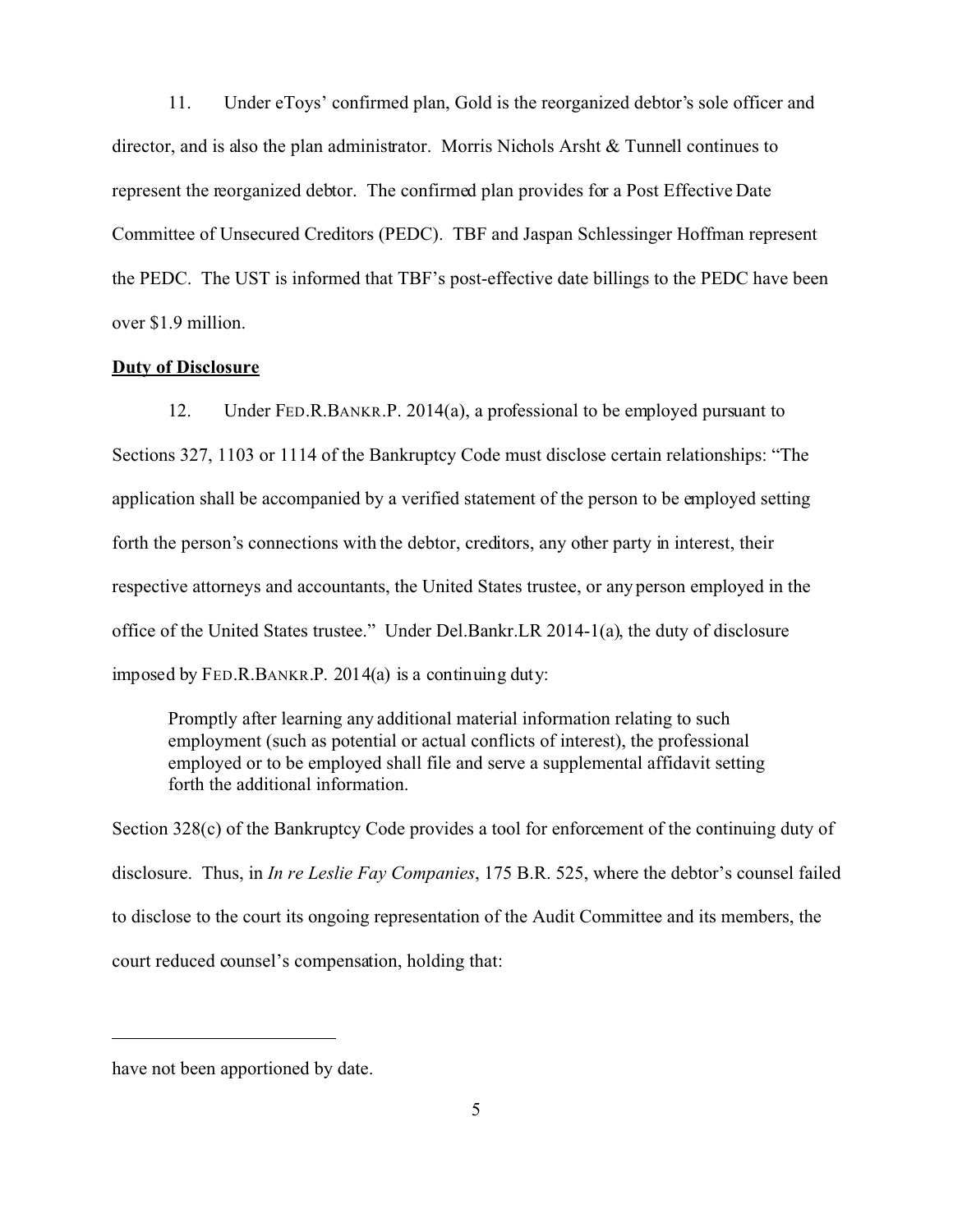11. Under eToys' confirmed plan, Gold is the reorganized debtor's sole officer and director, and is also the plan administrator. Morris Nichols Arsht & Tunnell continues to represent the reorganized debtor. The confirmed plan provides for a Post Effective Date Committee of Unsecured Creditors (PEDC). TBF and Jaspan Schlessinger Hoffman represent the PEDC. The UST is informed that TBF's post-effective date billings to the PEDC have been over $1.9 million.

**Duty of Disclosure**

12. Under FED.R.BANKR.P. 2014(a), a professional to be employed pursuant to Sections 327, 1103 or 1114 of the Bankruptcy Code must disclose certain relationships: "The application shall be accompanied by a verified statement of the person to be employed setting forth the person's connections with the debtor, creditors, any other party in interest, their respective attorneys and accountants, the United States trustee, or any person employed in the office of the United States trustee." Under Del.Bankr.LR 2014-1(a), the duty of disclosure imposed by FED.R.BANKR.P. 2014(a) is a continuing duty:

> Promptly after learning any additional material information relating to such employment (such as potential or actual conflicts of interest), the professional employed or to be employed shall file and serve a supplemental affidavit setting forth the additional information.

Section 328(c) of the Bankruptcy Code provides a tool for enforcement of the continuing duty of disclosure. Thus, in *In re Leslie Fay Companies*, 175 B.R. 525, where the debtor's counsel failed to disclose to the court its ongoing representation of the Audit Committee and its members, the court reduced counsel's compensation, holding that:

---

have not been apportioned by date.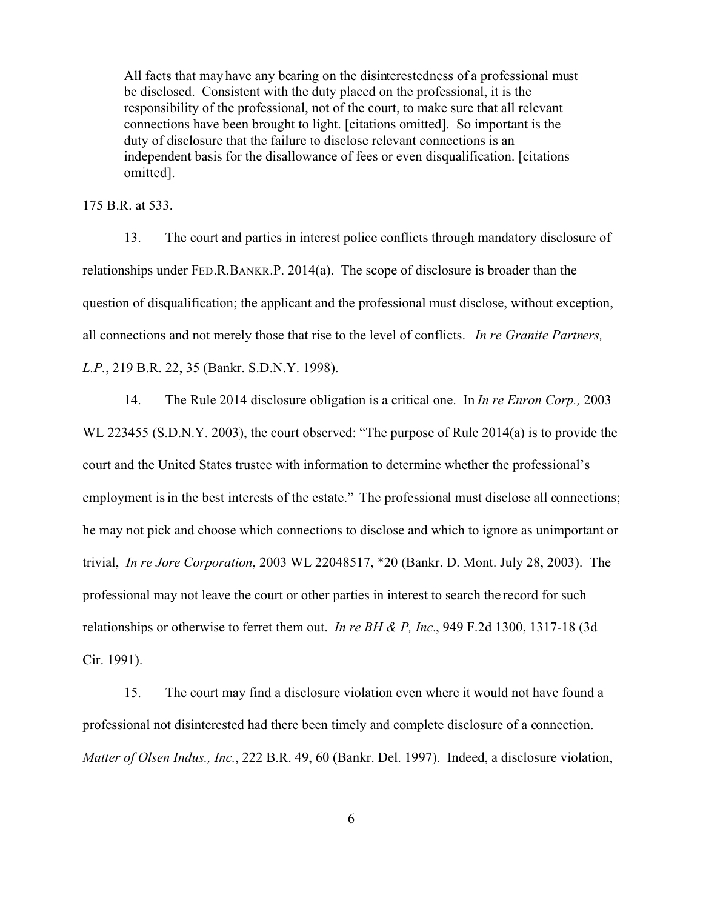> All facts that may have any bearing on the disinterestedness of a professional must be disclosed. Consistent with the duty placed on the professional, it is the responsibility of the professional, not of the court, to make sure that all relevant connections have been brought to light. [citations omitted]. So important is the duty of disclosure that the failure to disclose relevant connections is an independent basis for the disallowance of fees or even disqualification. [citations omitted].

175 B.R. at 533.

13. The court and parties in interest police conflicts through mandatory disclosure of relationships under FED.R.BANKR.P. 2014(a). The scope of disclosure is broader than the question of disqualification; the applicant and the professional must disclose, without exception, all connections and not merely those that rise to the level of conflicts. *In re Granite Partners, L.P.*, 219 B.R. 22, 35 (Bankr. S.D.N.Y. 1998).

14. The Rule 2014 disclosure obligation is a critical one. In *In re Enron Corp.,* 2003 WL 223455 (S.D.N.Y. 2003), the court observed: "The purpose of Rule 2014(a) is to provide the court and the United States trustee with information to determine whether the professional's employment is in the best interests of the estate." The professional must disclose all connections; he may not pick and choose which connections to disclose and which to ignore as unimportant or trivial, *In re Jore Corporation*, 2003 WL 22048517, *20 (Bankr. D. Mont. July 28, 2003). The professional may not leave the court or other parties in interest to search the record for such relationships or otherwise to ferret them out. *In re BH & P, Inc*., 949 F.2d 1300, 1317-18 (3d Cir. 1991).

15. The court may find a disclosure violation even where it would not have found a professional not disinterested had there been timely and complete disclosure of a connection. *Matter of Olsen Indus., Inc.*, 222 B.R. 49, 60 (Bankr. Del. 1997). Indeed, a disclosure violation,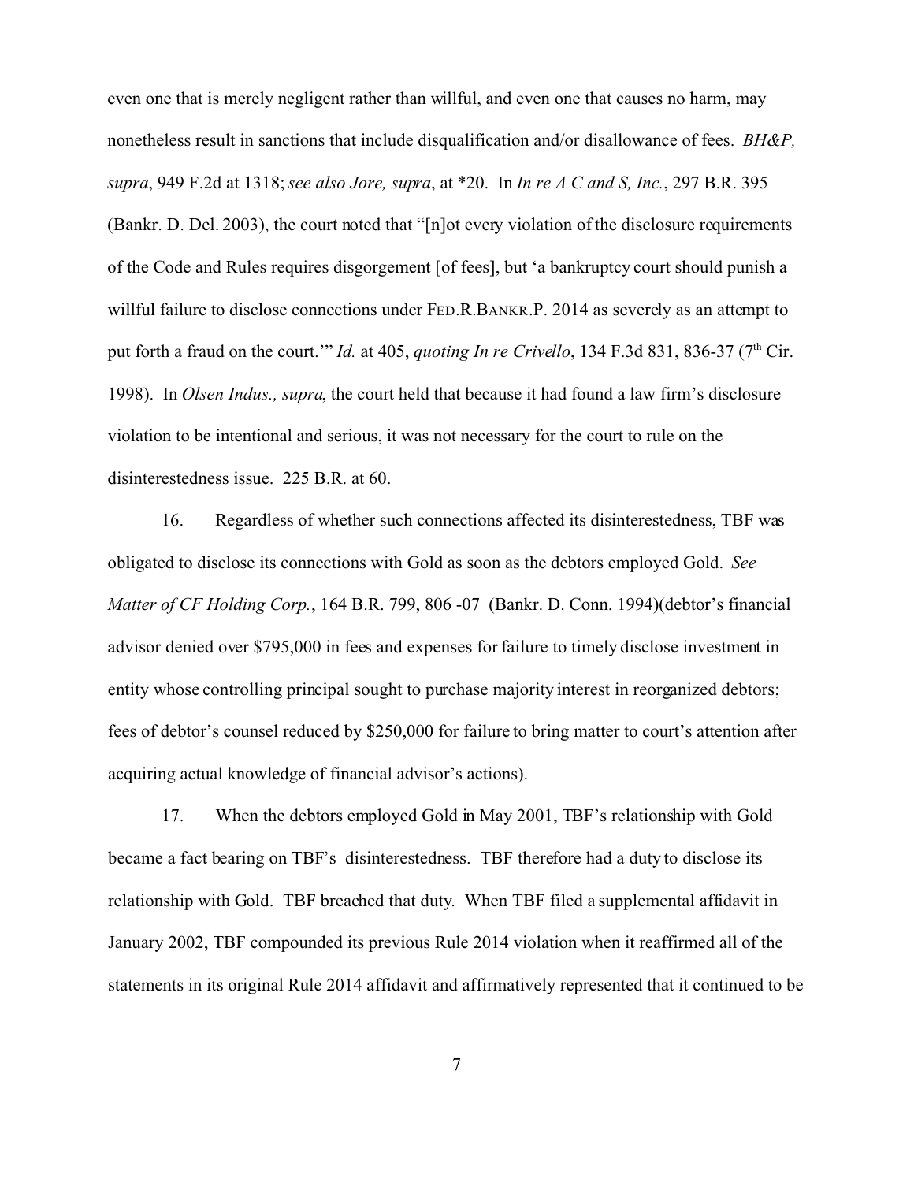even one that is merely negligent rather than willful, and even one that causes no harm, may nonetheless result in sanctions that include disqualification and/or disallowance of fees. *BH&P, supra*, 949 F.2d at 1318; *see also Jore, supra*, at *20. In *In re A C and S, Inc.*, 297 B.R. 395 (Bankr. D. Del. 2003), the court noted that "[n]ot every violation of the disclosure requirements of the Code and Rules requires disgorgement [of fees], but 'a bankruptcy court should punish a willful failure to disclose connections under FED.R.BANKR.P. 2014 as severely as an attempt to put forth a fraud on the court.'" *Id.* at 405, *quoting In re Crivello*, 134 F.3d 831, 836-37 (7th Cir. 1998). In *Olsen Indus., supra*, the court held that because it had found a law firm's disclosure violation to be intentional and serious, it was not necessary for the court to rule on the disinterestedness issue. 225 B.R. at 60.

16. Regardless of whether such connections affected its disinterestedness, TBF was obligated to disclose its connections with Gold as soon as the debtors employed Gold. *See Matter of CF Holding Corp.*, 164 B.R. 799, 806 -07 (Bankr. D. Conn. 1994)(debtor's financial advisor denied over $795,000 in fees and expenses for failure to timely disclose investment in entity whose controlling principal sought to purchase majority interest in reorganized debtors; fees of debtor's counsel reduced by $250,000 for failure to bring matter to court's attention after acquiring actual knowledge of financial advisor's actions).

17. When the debtors employed Gold in May 2001, TBF's relationship with Gold became a fact bearing on TBF's disinterestedness. TBF therefore had a duty to disclose its relationship with Gold. TBF breached that duty. When TBF filed a supplemental affidavit in January 2002, TBF compounded its previous Rule 2014 violation when it reaffirmed all of the statements in its original Rule 2014 affidavit and affirmatively represented that it continued to be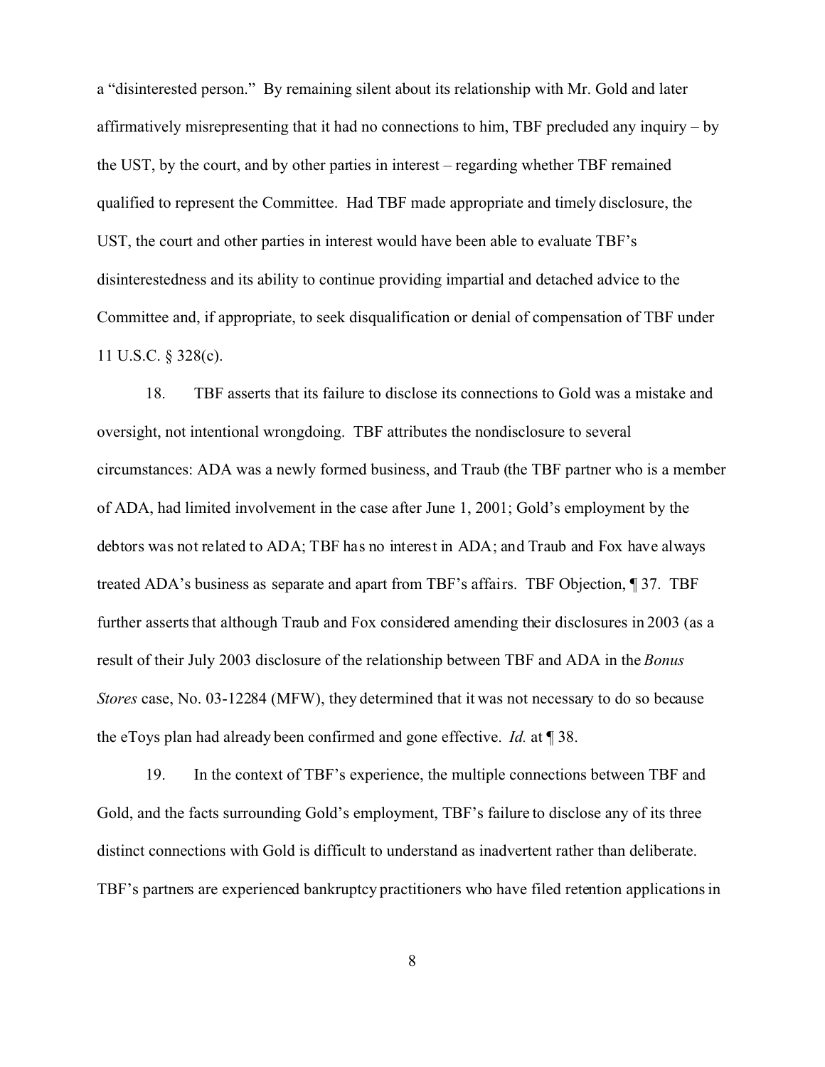a "disinterested person." By remaining silent about its relationship with Mr. Gold and later affirmatively misrepresenting that it had no connections to him, TBF precluded any inquiry – by the UST, by the court, and by other parties in interest – regarding whether TBF remained qualified to represent the Committee. Had TBF made appropriate and timely disclosure, the UST, the court and other parties in interest would have been able to evaluate TBF's disinterestedness and its ability to continue providing impartial and detached advice to the Committee and, if appropriate, to seek disqualification or denial of compensation of TBF under 11 U.S.C. § 328(c).

18. TBF asserts that its failure to disclose its connections to Gold was a mistake and oversight, not intentional wrongdoing. TBF attributes the nondisclosure to several circumstances: ADA was a newly formed business, and Traub (the TBF partner who is a member of ADA, had limited involvement in the case after June 1, 2001; Gold's employment by the debtors was not related to ADA; TBF has no interest in ADA; and Traub and Fox have always treated ADA's business as separate and apart from TBF's affairs. TBF Objection, ¶ 37. TBF further asserts that although Traub and Fox considered amending their disclosures in 2003 (as a result of their July 2003 disclosure of the relationship between TBF and ADA in the *Bonus Stores* case, No. 03-12284 (MFW), they determined that it was not necessary to do so because the eToys plan had already been confirmed and gone effective. *Id.* at ¶ 38.

19. In the context of TBF's experience, the multiple connections between TBF and Gold, and the facts surrounding Gold's employment, TBF's failure to disclose any of its three distinct connections with Gold is difficult to understand as inadvertent rather than deliberate. TBF's partners are experienced bankruptcy practitioners who have filed retention applications in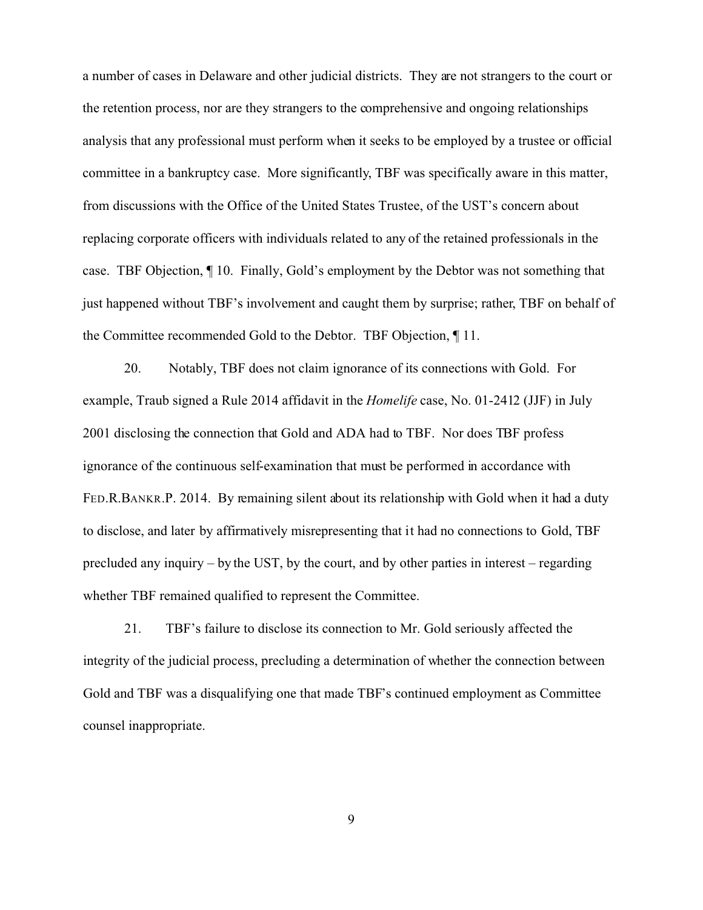a number of cases in Delaware and other judicial districts. They are not strangers to the court or the retention process, nor are they strangers to the comprehensive and ongoing relationships analysis that any professional must perform when it seeks to be employed by a trustee or official committee in a bankruptcy case. More significantly, TBF was specifically aware in this matter, from discussions with the Office of the United States Trustee, of the UST's concern about replacing corporate officers with individuals related to any of the retained professionals in the case. TBF Objection, ¶ 10. Finally, Gold's employment by the Debtor was not something that just happened without TBF's involvement and caught them by surprise; rather, TBF on behalf of the Committee recommended Gold to the Debtor. TBF Objection, ¶ 11.

20. Notably, TBF does not claim ignorance of its connections with Gold. For example, Traub signed a Rule 2014 affidavit in the *Homelife* case, No. 01-2412 (JJF) in July 2001 disclosing the connection that Gold and ADA had to TBF. Nor does TBF profess ignorance of the continuous self-examination that must be performed in accordance with FED.R.BANKR.P. 2014. By remaining silent about its relationship with Gold when it had a duty to disclose, and later by affirmatively misrepresenting that it had no connections to Gold, TBF precluded any inquiry – by the UST, by the court, and by other parties in interest – regarding whether TBF remained qualified to represent the Committee.

21. TBF's failure to disclose its connection to Mr. Gold seriously affected the integrity of the judicial process, precluding a determination of whether the connection between Gold and TBF was a disqualifying one that made TBF's continued employment as Committee counsel inappropriate.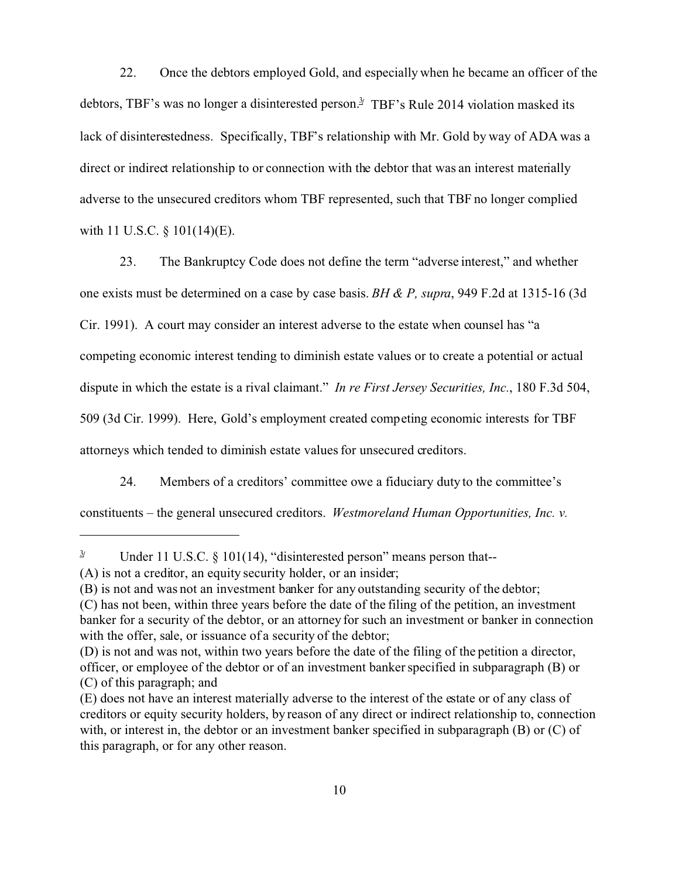22. Once the debtors employed Gold, and especially when he became an officer of the debtors, TBF's was no longer a disinterested person.[3] TBF's Rule 2014 violation masked its lack of disinterestedness. Specifically, TBF's relationship with Mr. Gold by way of ADA was a direct or indirect relationship to or connection with the debtor that was an interest materially adverse to the unsecured creditors whom TBF represented, such that TBF no longer complied with 11 U.S.C. § 101(14)(E).

23. The Bankruptcy Code does not define the term "adverse interest," and whether one exists must be determined on a case by case basis. *BH & P, supra*, 949 F.2d at 1315-16 (3d Cir. 1991). A court may consider an interest adverse to the estate when counsel has "a competing economic interest tending to diminish estate values or to create a potential or actual dispute in which the estate is a rival claimant." *In re First Jersey Securities, Inc.*, 180 F.3d 504, 509 (3d Cir. 1999). Here, Gold's employment created competing economic interests for TBF attorneys which tended to diminish estate values for unsecured creditors.

24. Members of a creditors' committee owe a fiduciary duty to the committee's constituents – the general unsecured creditors. *Westmoreland Human Opportunities, Inc. v.*

---

[3] Under 11 U.S.C. § 101(14), "disinterested person" means person that--
(A) is not a creditor, an equity security holder, or an insider;
(B) is not and was not an investment banker for any outstanding security of the debtor;
(C) has not been, within three years before the date of the filing of the petition, an investment banker for a security of the debtor, or an attorney for such an investment or banker in connection with the offer, sale, or issuance of a security of the debtor;
(D) is not and was not, within two years before the date of the filing of the petition a director, officer, or employee of the debtor or of an investment banker specified in subparagraph (B) or (C) of this paragraph; and
(E) does not have an interest materially adverse to the interest of the estate or of any class of creditors or equity security holders, by reason of any direct or indirect relationship to, connection with, or interest in, the debtor or an investment banker specified in subparagraph (B) or (C) of this paragraph, or for any other reason.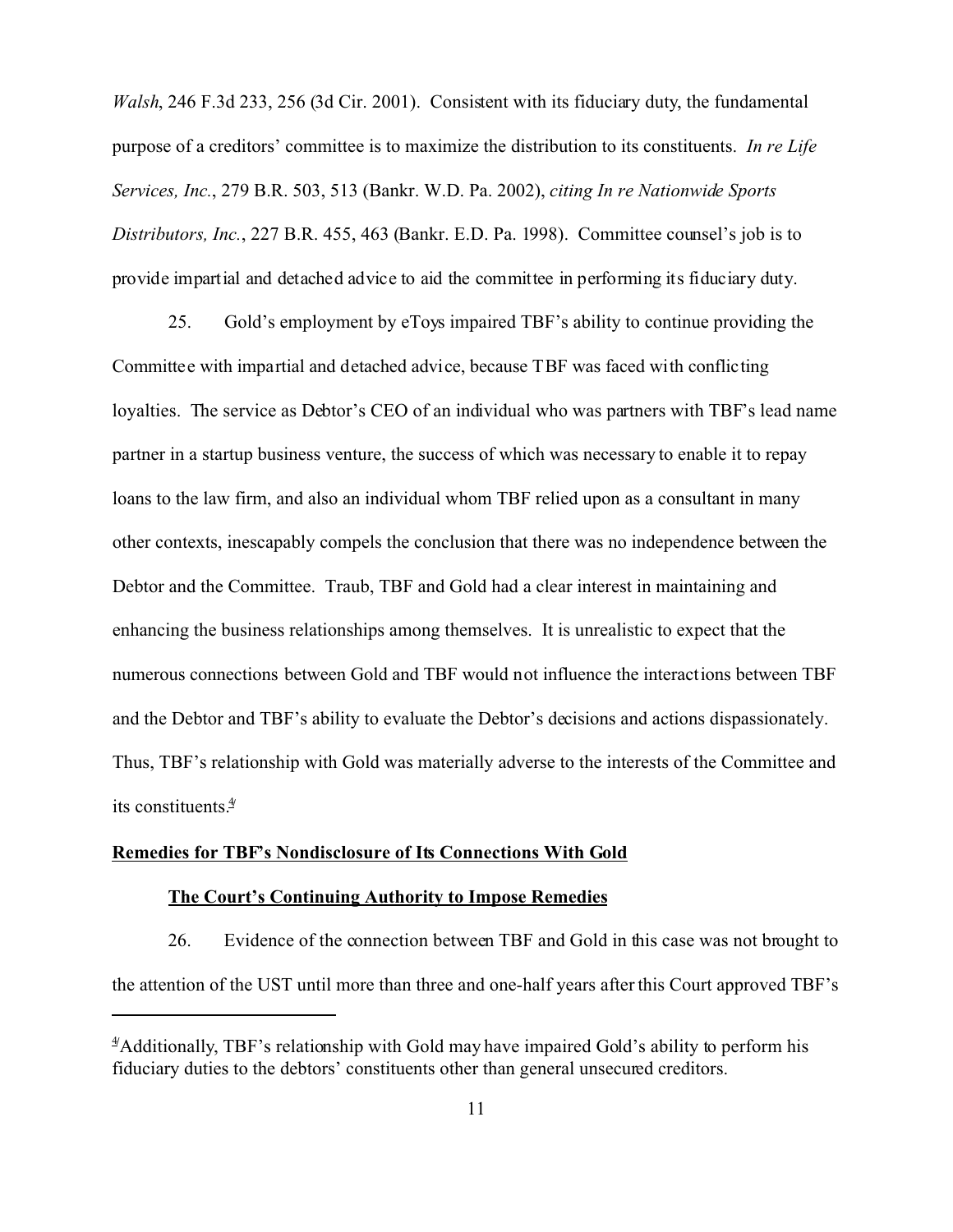*Walsh*, 246 F.3d 233, 256 (3d Cir. 2001). Consistent with its fiduciary duty, the fundamental purpose of a creditors' committee is to maximize the distribution to its constituents. *In re Life Services, Inc.*, 279 B.R. 503, 513 (Bankr. W.D. Pa. 2002), *citing In re Nationwide Sports Distributors, Inc.*, 227 B.R. 455, 463 (Bankr. E.D. Pa. 1998). Committee counsel's job is to provide impartial and detached advice to aid the committee in performing its fiduciary duty.

25. Gold's employment by eToys impaired TBF's ability to continue providing the Committee with impartial and detached advice, because TBF was faced with conflicting loyalties. The service as Debtor's CEO of an individual who was partners with TBF's lead name partner in a startup business venture, the success of which was necessary to enable it to repay loans to the law firm, and also an individual whom TBF relied upon as a consultant in many other contexts, inescapably compels the conclusion that there was no independence between the Debtor and the Committee. Traub, TBF and Gold had a clear interest in maintaining and enhancing the business relationships among themselves. It is unrealistic to expect that the numerous connections between Gold and TBF would not influence the interactions between TBF and the Debtor and TBF's ability to evaluate the Debtor's decisions and actions dispassionately. Thus, TBF's relationship with Gold was materially adverse to the interests of the Committee and its constituents.[4]

**Remedies for TBF's Nondisclosure of Its Connections With Gold**

**The Court's Continuing Authority to Impose Remedies**

26. Evidence of the connection between TBF and Gold in this case was not brought to the attention of the UST until more than three and one-half years after this Court approved TBF's

[4] Additionally, TBF's relationship with Gold may have impaired Gold's ability to perform his fiduciary duties to the debtors' constituents other than general unsecured creditors.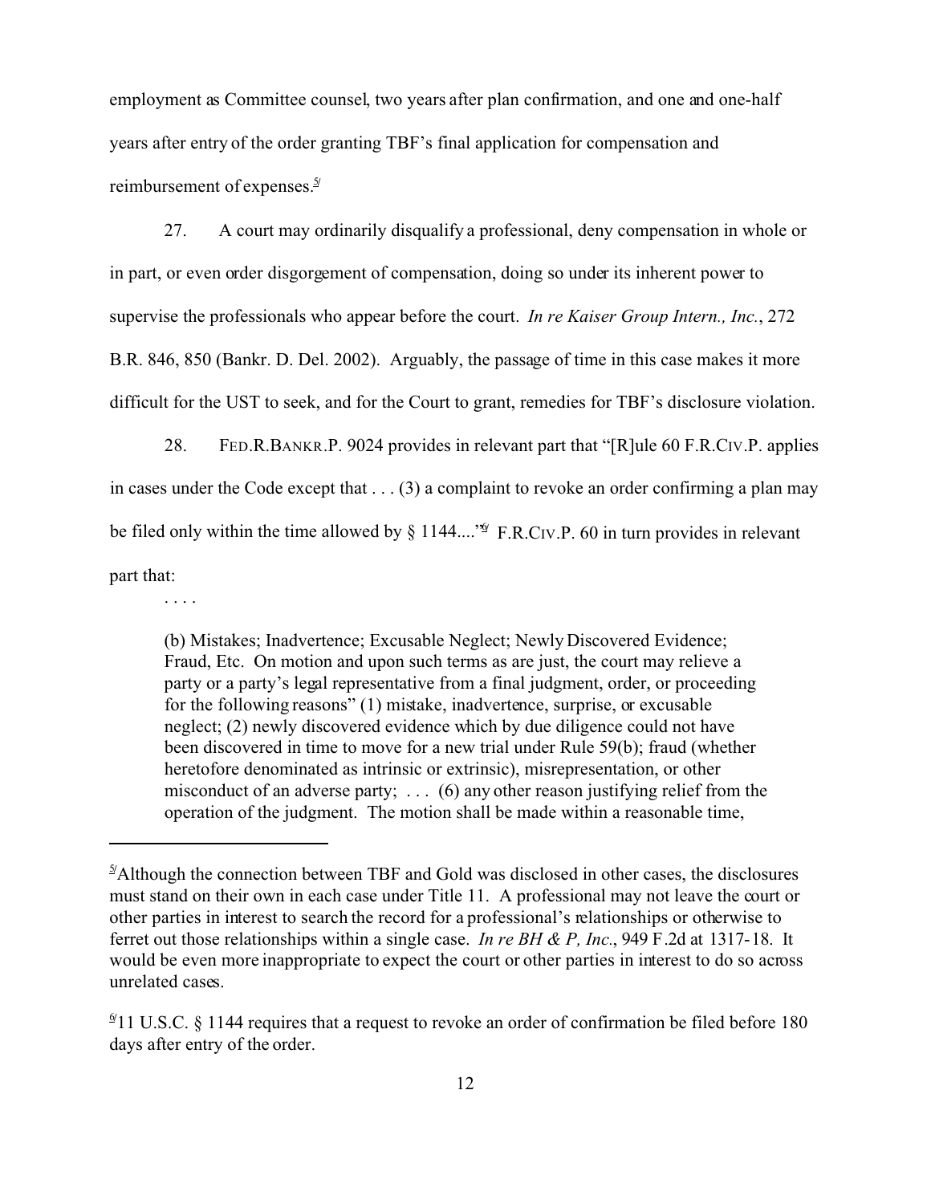employment as Committee counsel, two years after plan confirmation, and one and one-half years after entry of the order granting TBF's final application for compensation and reimbursement of expenses.[5]

27. A court may ordinarily disqualify a professional, deny compensation in whole or in part, or even order disgorgement of compensation, doing so under its inherent power to supervise the professionals who appear before the court. *In re Kaiser Group Intern., Inc.*, 272 B.R. 846, 850 (Bankr. D. Del. 2002). Arguably, the passage of time in this case makes it more difficult for the UST to seek, and for the Court to grant, remedies for TBF's disclosure violation.

28. FED.R.BANKR.P. 9024 provides in relevant part that "[R]ule 60 F.R.CIV.P. applies in cases under the Code except that . . . (3) a complaint to revoke an order confirming a plan may be filed only within the time allowed by § 1144...."[6] F.R.CIV.P. 60 in turn provides in relevant part that:

> . . . .
>
> (b) Mistakes; Inadvertence; Excusable Neglect; Newly Discovered Evidence; Fraud, Etc. On motion and upon such terms as are just, the court may relieve a party or a party's legal representative from a final judgment, order, or proceeding for the following reasons" (1) mistake, inadvertence, surprise, or excusable neglect; (2) newly discovered evidence which by due diligence could not have been discovered in time to move for a new trial under Rule 59(b); fraud (whether heretofore denominated as intrinsic or extrinsic), misrepresentation, or other misconduct of an adverse party; . . . (6) any other reason justifying relief from the operation of the judgment. The motion shall be made within a reasonable time,

---

[5] Although the connection between TBF and Gold was disclosed in other cases, the disclosures must stand on their own in each case under Title 11. A professional may not leave the court or other parties in interest to search the record for a professional's relationships or otherwise to ferret out those relationships within a single case. *In re BH & P, Inc.*, 949 F.2d at 1317-18. It would be even more inappropriate to expect the court or other parties in interest to do so across unrelated cases.

[6] 11 U.S.C. § 1144 requires that a request to revoke an order of confirmation be filed before 180 days after entry of the order.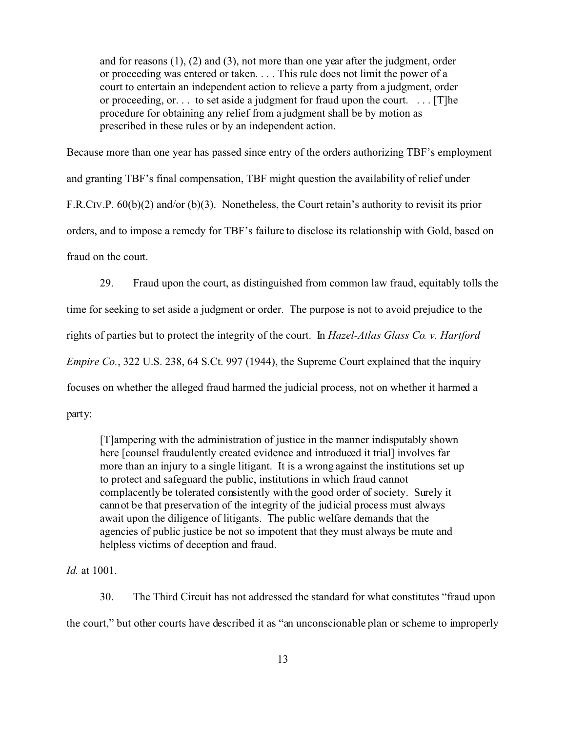> and for reasons (1), (2) and (3), not more than one year after the judgment, order or proceeding was entered or taken. . . . This rule does not limit the power of a court to entertain an independent action to relieve a party from a judgment, order or proceeding, or. . . to set aside a judgment for fraud upon the court. . . . [T]he procedure for obtaining any relief from a judgment shall be by motion as prescribed in these rules or by an independent action.

Because more than one year has passed since entry of the orders authorizing TBF's employment and granting TBF's final compensation, TBF might question the availability of relief under F.R.CIV.P. 60(b)(2) and/or (b)(3). Nonetheless, the Court retain's authority to revisit its prior orders, and to impose a remedy for TBF's failure to disclose its relationship with Gold, based on fraud on the court.

29. Fraud upon the court, as distinguished from common law fraud, equitably tolls the time for seeking to set aside a judgment or order. The purpose is not to avoid prejudice to the rights of parties but to protect the integrity of the court. In *Hazel-Atlas Glass Co. v. Hartford Empire Co.*, 322 U.S. 238, 64 S.Ct. 997 (1944), the Supreme Court explained that the inquiry focuses on whether the alleged fraud harmed the judicial process, not on whether it harmed a party:

> [T]ampering with the administration of justice in the manner indisputably shown here [counsel fraudulently created evidence and introduced it trial] involves far more than an injury to a single litigant. It is a wrong against the institutions set up to protect and safeguard the public, institutions in which fraud cannot complacently be tolerated consistently with the good order of society. Surely it cannot be that preservation of the integrity of the judicial process must always await upon the diligence of litigants. The public welfare demands that the agencies of public justice be not so impotent that they must always be mute and helpless victims of deception and fraud.

*Id.* at 1001.

30. The Third Circuit has not addressed the standard for what constitutes "fraud upon the court," but other courts have described it as "an unconscionable plan or scheme to improperly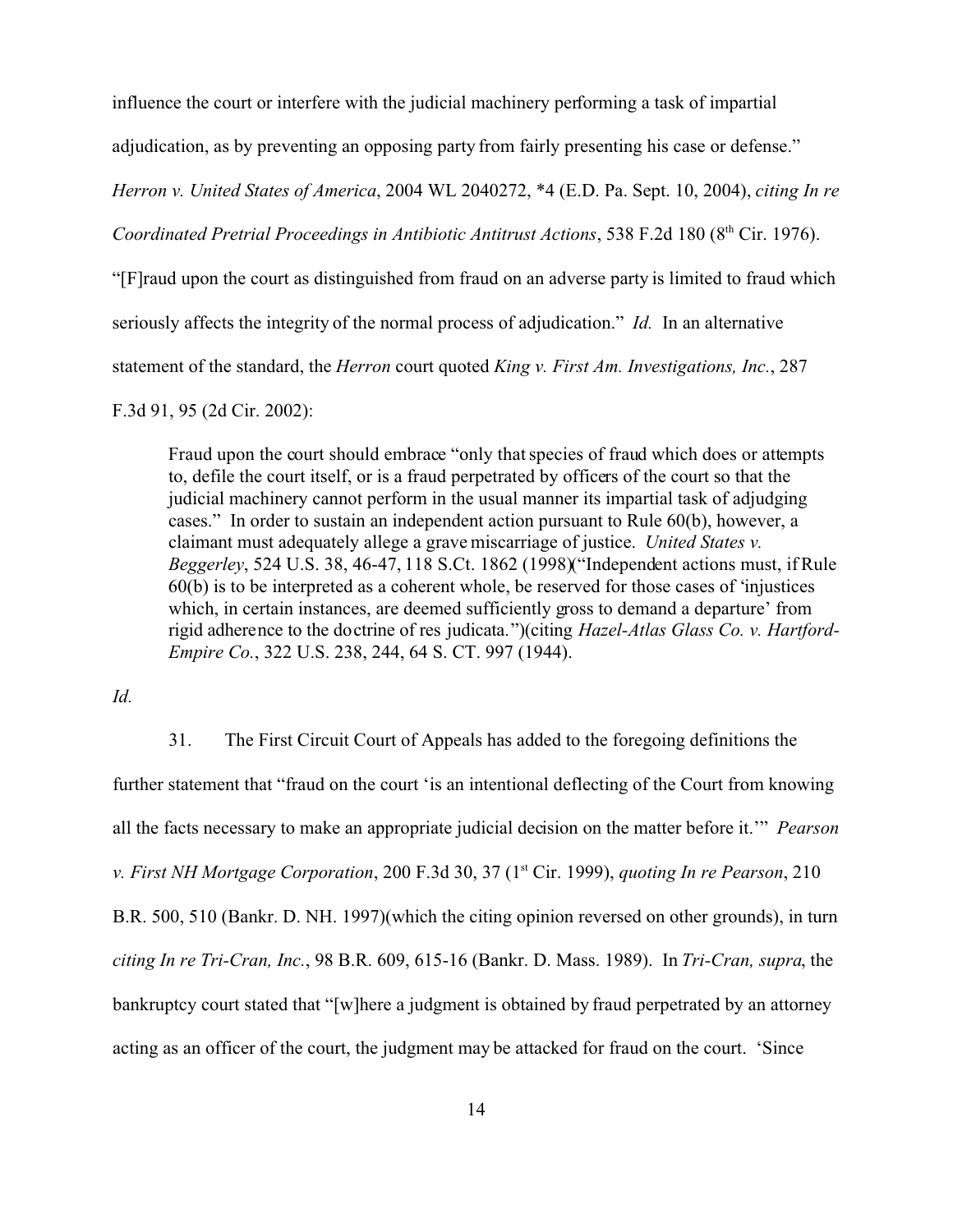influence the court or interfere with the judicial machinery performing a task of impartial adjudication, as by preventing an opposing party from fairly presenting his case or defense." *Herron v. United States of America*, 2004 WL 2040272, *4 (E.D. Pa. Sept. 10, 2004), *citing In re Coordinated Pretrial Proceedings in Antibiotic Antitrust Actions*, 538 F.2d 180 (8th Cir. 1976). "[F]raud upon the court as distinguished from fraud on an adverse party is limited to fraud which seriously affects the integrity of the normal process of adjudication." *Id.* In an alternative statement of the standard, the *Herron* court quoted *King v. First Am. Investigations, Inc.*, 287 F.3d 91, 95 (2d Cir. 2002):

> Fraud upon the court should embrace "only that species of fraud which does or attempts to, defile the court itself, or is a fraud perpetrated by officers of the court so that the judicial machinery cannot perform in the usual manner its impartial task of adjudging cases." In order to sustain an independent action pursuant to Rule 60(b), however, a claimant must adequately allege a grave miscarriage of justice. *United States v. Beggerley*, 524 U.S. 38, 46-47, 118 S.Ct. 1862 (1998)("Independent actions must, if Rule 60(b) is to be interpreted as a coherent whole, be reserved for those cases of 'injustices which, in certain instances, are deemed sufficiently gross to demand a departure' from rigid adherence to the doctrine of res judicata.")(citing *Hazel-Atlas Glass Co. v. Hartford-Empire Co.*, 322 U.S. 238, 244, 64 S. CT. 997 (1944).

*Id.*

31. The First Circuit Court of Appeals has added to the foregoing definitions the further statement that "fraud on the court 'is an intentional deflecting of the Court from knowing all the facts necessary to make an appropriate judicial decision on the matter before it.'" *Pearson v. First NH Mortgage Corporation*, 200 F.3d 30, 37 (1st Cir. 1999), *quoting In re Pearson*, 210 B.R. 500, 510 (Bankr. D. NH. 1997)(which the citing opinion reversed on other grounds), in turn *citing In re Tri-Cran, Inc.*, 98 B.R. 609, 615-16 (Bankr. D. Mass. 1989). In *Tri-Cran, supra*, the bankruptcy court stated that "[w]here a judgment is obtained by fraud perpetrated by an attorney acting as an officer of the court, the judgment may be attacked for fraud on the court. 'Since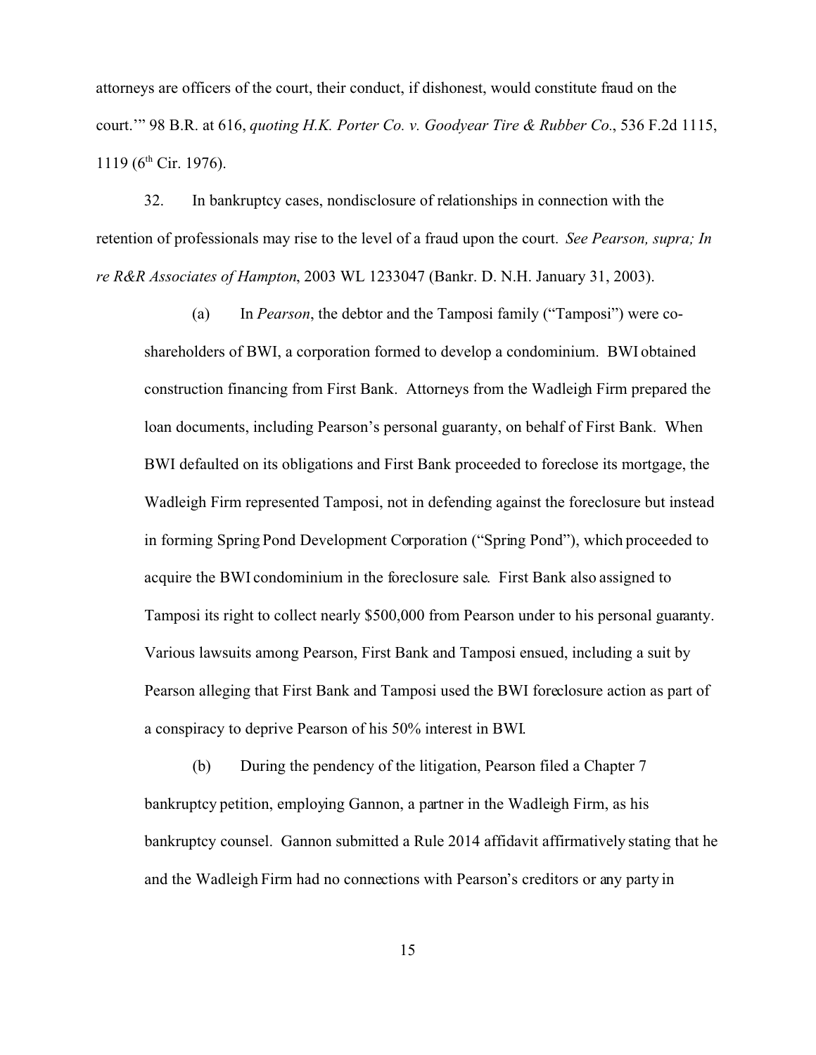attorneys are officers of the court, their conduct, if dishonest, would constitute fraud on the court.'" 98 B.R. at 616, *quoting H.K. Porter Co. v. Goodyear Tire & Rubber Co.*, 536 F.2d 1115, 1119 (6th Cir. 1976).

32. In bankruptcy cases, nondisclosure of relationships in connection with the retention of professionals may rise to the level of a fraud upon the court. *See Pearson, supra; In re R&R Associates of Hampton*, 2003 WL 1233047 (Bankr. D. N.H. January 31, 2003).

(a) In *Pearson*, the debtor and the Tamposi family ("Tamposi") were co-shareholders of BWI, a corporation formed to develop a condominium. BWI obtained construction financing from First Bank. Attorneys from the Wadleigh Firm prepared the loan documents, including Pearson's personal guaranty, on behalf of First Bank. When BWI defaulted on its obligations and First Bank proceeded to foreclose its mortgage, the Wadleigh Firm represented Tamposi, not in defending against the foreclosure but instead in forming Spring Pond Development Corporation ("Spring Pond"), which proceeded to acquire the BWI condominium in the foreclosure sale. First Bank also assigned to Tamposi its right to collect nearly $500,000 from Pearson under to his personal guaranty. Various lawsuits among Pearson, First Bank and Tamposi ensued, including a suit by Pearson alleging that First Bank and Tamposi used the BWI foreclosure action as part of a conspiracy to deprive Pearson of his 50% interest in BWI.

(b) During the pendency of the litigation, Pearson filed a Chapter 7 bankruptcy petition, employing Gannon, a partner in the Wadleigh Firm, as his bankruptcy counsel. Gannon submitted a Rule 2014 affidavit affirmatively stating that he and the Wadleigh Firm had no connections with Pearson's creditors or any party in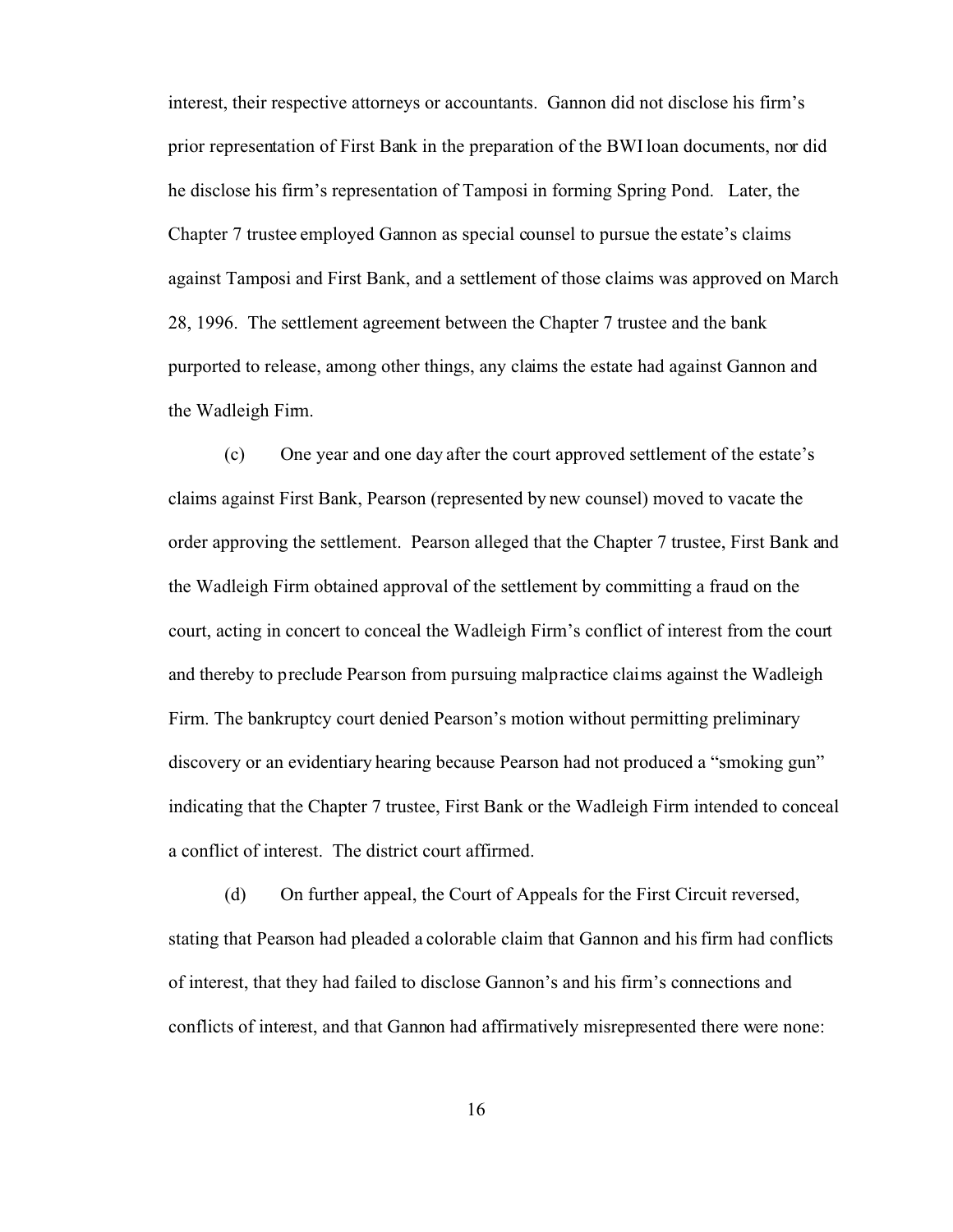interest, their respective attorneys or accountants. Gannon did not disclose his firm's prior representation of First Bank in the preparation of the BWI loan documents, nor did he disclose his firm's representation of Tamposi in forming Spring Pond. Later, the Chapter 7 trustee employed Gannon as special counsel to pursue the estate's claims against Tamposi and First Bank, and a settlement of those claims was approved on March 28, 1996. The settlement agreement between the Chapter 7 trustee and the bank purported to release, among other things, any claims the estate had against Gannon and the Wadleigh Firm.

(c) One year and one day after the court approved settlement of the estate's claims against First Bank, Pearson (represented by new counsel) moved to vacate the order approving the settlement. Pearson alleged that the Chapter 7 trustee, First Bank and the Wadleigh Firm obtained approval of the settlement by committing a fraud on the court, acting in concert to conceal the Wadleigh Firm's conflict of interest from the court and thereby to preclude Pearson from pursuing malpractice claims against the Wadleigh Firm. The bankruptcy court denied Pearson's motion without permitting preliminary discovery or an evidentiary hearing because Pearson had not produced a "smoking gun" indicating that the Chapter 7 trustee, First Bank or the Wadleigh Firm intended to conceal a conflict of interest. The district court affirmed.

(d) On further appeal, the Court of Appeals for the First Circuit reversed, stating that Pearson had pleaded a colorable claim that Gannon and his firm had conflicts of interest, that they had failed to disclose Gannon's and his firm's connections and conflicts of interest, and that Gannon had affirmatively misrepresented there were none: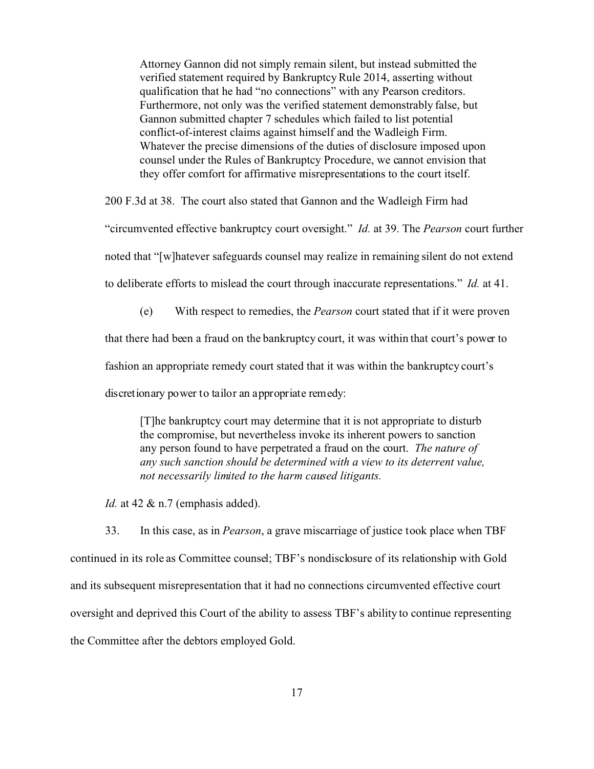> Attorney Gannon did not simply remain silent, but instead submitted the verified statement required by Bankruptcy Rule 2014, asserting without qualification that he had "no connections" with any Pearson creditors. Furthermore, not only was the verified statement demonstrably false, but Gannon submitted chapter 7 schedules which failed to list potential conflict-of-interest claims against himself and the Wadleigh Firm. Whatever the precise dimensions of the duties of disclosure imposed upon counsel under the Rules of Bankruptcy Procedure, we cannot envision that they offer comfort for affirmative misrepresentations to the court itself.

200 F.3d at 38. The court also stated that Gannon and the Wadleigh Firm had "circumvented effective bankruptcy court oversight." *Id.* at 39. The *Pearson* court further noted that "[w]hatever safeguards counsel may realize in remaining silent do not extend to deliberate efforts to mislead the court through inaccurate representations." *Id.* at 41.

(e) With respect to remedies, the *Pearson* court stated that if it were proven that there had been a fraud on the bankruptcy court, it was within that court's power to fashion an appropriate remedy court stated that it was within the bankruptcy court's discretionary power to tailor an appropriate remedy:

> [T]he bankruptcy court may determine that it is not appropriate to disturb the compromise, but nevertheless invoke its inherent powers to sanction any person found to have perpetrated a fraud on the court. *The nature of any such sanction should be determined with a view to its deterrent value, not necessarily limited to the harm caused litigants.*

*Id.* at 42 & n.7 (emphasis added).

33. In this case, as in *Pearson*, a grave miscarriage of justice took place when TBF continued in its role as Committee counsel; TBF's nondisclosure of its relationship with Gold and its subsequent misrepresentation that it had no connections circumvented effective court oversight and deprived this Court of the ability to assess TBF's ability to continue representing the Committee after the debtors employed Gold.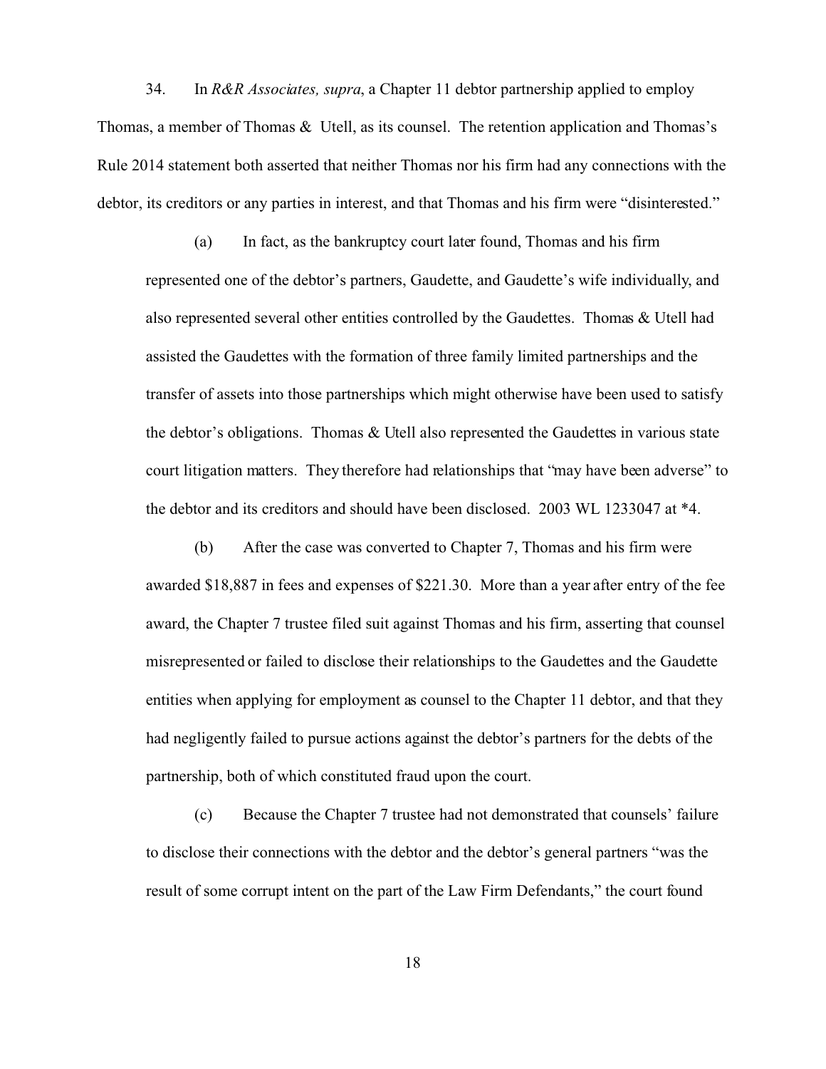34. In *R&R Associates, supra*, a Chapter 11 debtor partnership applied to employ Thomas, a member of Thomas & Utell, as its counsel. The retention application and Thomas's Rule 2014 statement both asserted that neither Thomas nor his firm had any connections with the debtor, its creditors or any parties in interest, and that Thomas and his firm were "disinterested."

(a) In fact, as the bankruptcy court later found, Thomas and his firm represented one of the debtor's partners, Gaudette, and Gaudette's wife individually, and also represented several other entities controlled by the Gaudettes. Thomas & Utell had assisted the Gaudettes with the formation of three family limited partnerships and the transfer of assets into those partnerships which might otherwise have been used to satisfy the debtor's obligations. Thomas & Utell also represented the Gaudettes in various state court litigation matters. They therefore had relationships that "may have been adverse" to the debtor and its creditors and should have been disclosed. 2003 WL 1233047 at *4.

(b) After the case was converted to Chapter 7, Thomas and his firm were awarded $18,887 in fees and expenses of $221.30. More than a year after entry of the fee award, the Chapter 7 trustee filed suit against Thomas and his firm, asserting that counsel misrepresented or failed to disclose their relationships to the Gaudettes and the Gaudette entities when applying for employment as counsel to the Chapter 11 debtor, and that they had negligently failed to pursue actions against the debtor's partners for the debts of the partnership, both of which constituted fraud upon the court.

(c) Because the Chapter 7 trustee had not demonstrated that counsels' failure to disclose their connections with the debtor and the debtor's general partners "was the result of some corrupt intent on the part of the Law Firm Defendants," the court found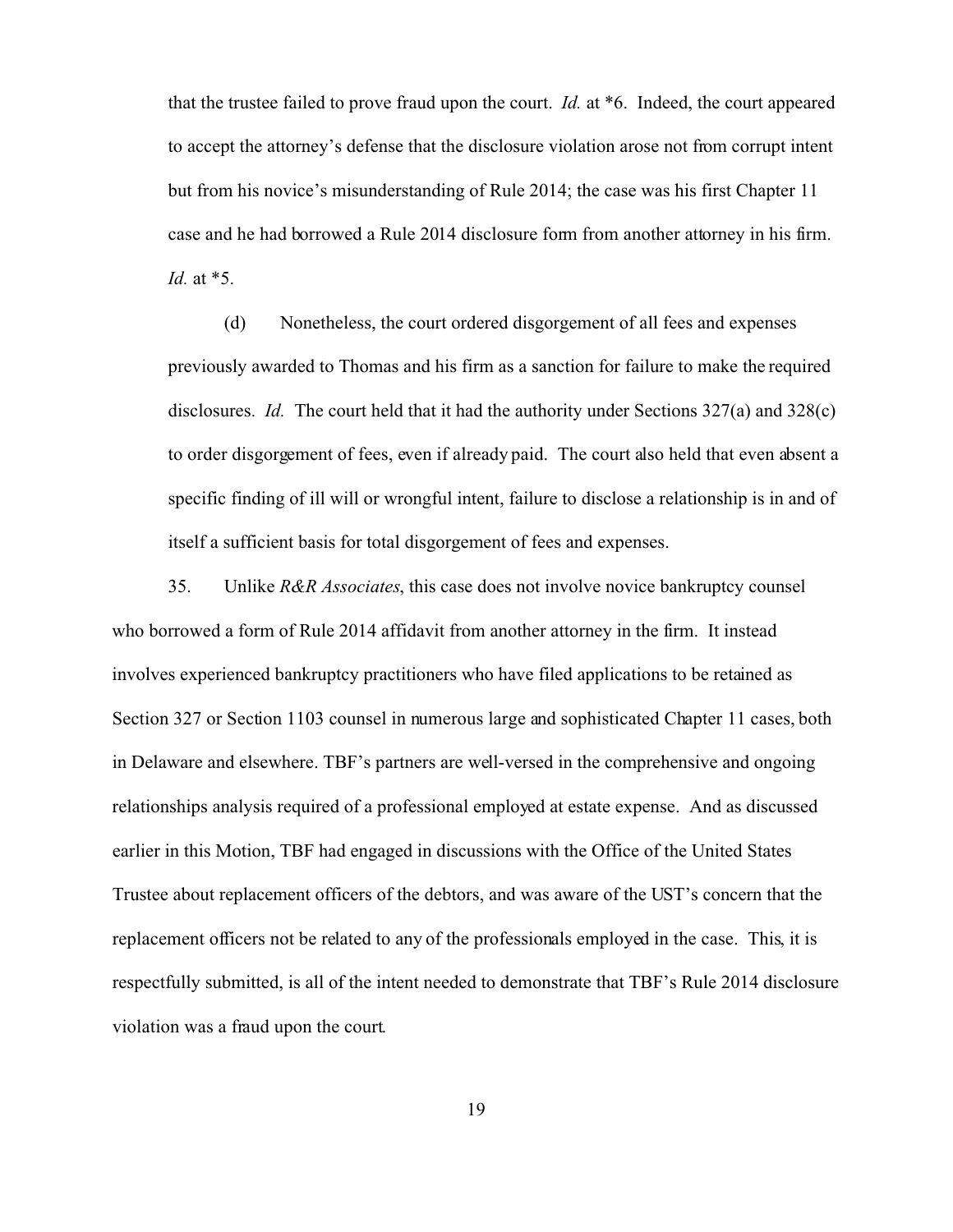that the trustee failed to prove fraud upon the court. *Id.* at *6. Indeed, the court appeared to accept the attorney's defense that the disclosure violation arose not from corrupt intent but from his novice's misunderstanding of Rule 2014; the case was his first Chapter 11 case and he had borrowed a Rule 2014 disclosure form from another attorney in his firm. *Id.* at *5.

(d) Nonetheless, the court ordered disgorgement of all fees and expenses previously awarded to Thomas and his firm as a sanction for failure to make the required disclosures. *Id.* The court held that it had the authority under Sections 327(a) and 328(c) to order disgorgement of fees, even if already paid. The court also held that even absent a specific finding of ill will or wrongful intent, failure to disclose a relationship is in and of itself a sufficient basis for total disgorgement of fees and expenses.

35. Unlike *R&R Associates*, this case does not involve novice bankruptcy counsel who borrowed a form of Rule 2014 affidavit from another attorney in the firm. It instead involves experienced bankruptcy practitioners who have filed applications to be retained as Section 327 or Section 1103 counsel in numerous large and sophisticated Chapter 11 cases, both in Delaware and elsewhere. TBF's partners are well-versed in the comprehensive and ongoing relationships analysis required of a professional employed at estate expense. And as discussed earlier in this Motion, TBF had engaged in discussions with the Office of the United States Trustee about replacement officers of the debtors, and was aware of the UST's concern that the replacement officers not be related to any of the professionals employed in the case. This, it is respectfully submitted, is all of the intent needed to demonstrate that TBF's Rule 2014 disclosure violation was a fraud upon the court.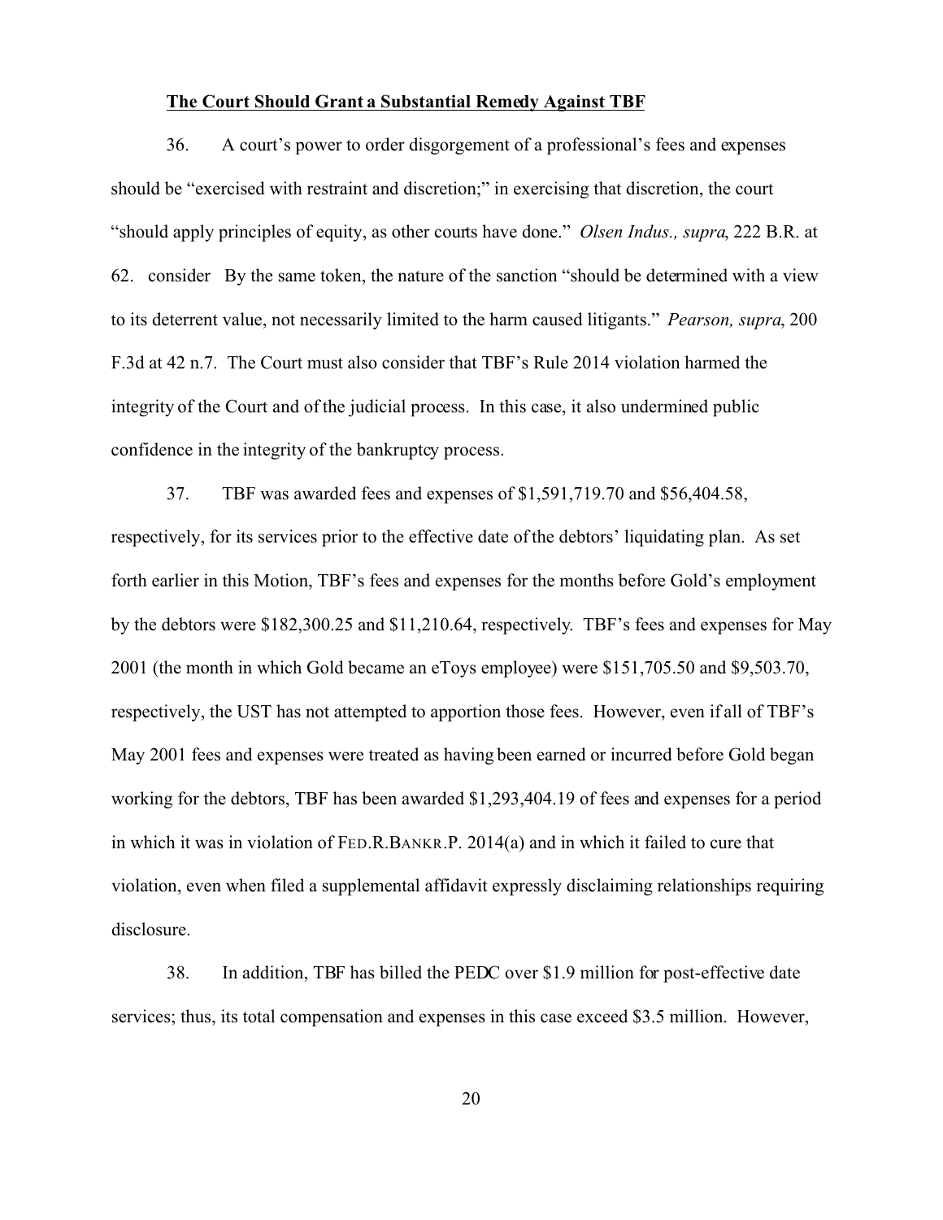**The Court Should Grant a Substantial Remedy Against TBF**

36. A court's power to order disgorgement of a professional's fees and expenses should be "exercised with restraint and discretion;" in exercising that discretion, the court "should apply principles of equity, as other courts have done." *Olsen Indus., supra*, 222 B.R. at 62. consider By the same token, the nature of the sanction "should be determined with a view to its deterrent value, not necessarily limited to the harm caused litigants." *Pearson, supra*, 200 F.3d at 42 n.7. The Court must also consider that TBF's Rule 2014 violation harmed the integrity of the Court and of the judicial process. In this case, it also undermined public confidence in the integrity of the bankruptcy process.

37. TBF was awarded fees and expenses of $1,591,719.70 and $56,404.58, respectively, for its services prior to the effective date of the debtors' liquidating plan. As set forth earlier in this Motion, TBF's fees and expenses for the months before Gold's employment by the debtors were $182,300.25 and $11,210.64, respectively. TBF's fees and expenses for May 2001 (the month in which Gold became an eToys employee) were $151,705.50 and $9,503.70, respectively, the UST has not attempted to apportion those fees. However, even if all of TBF's May 2001 fees and expenses were treated as having been earned or incurred before Gold began working for the debtors, TBF has been awarded $1,293,404.19 of fees and expenses for a period in which it was in violation of FED.R.BANKR.P. 2014(a) and in which it failed to cure that violation, even when filed a supplemental affidavit expressly disclaiming relationships requiring disclosure.

38. In addition, TBF has billed the PEDC over $1.9 million for post-effective date services; thus, its total compensation and expenses in this case exceed $3.5 million. However,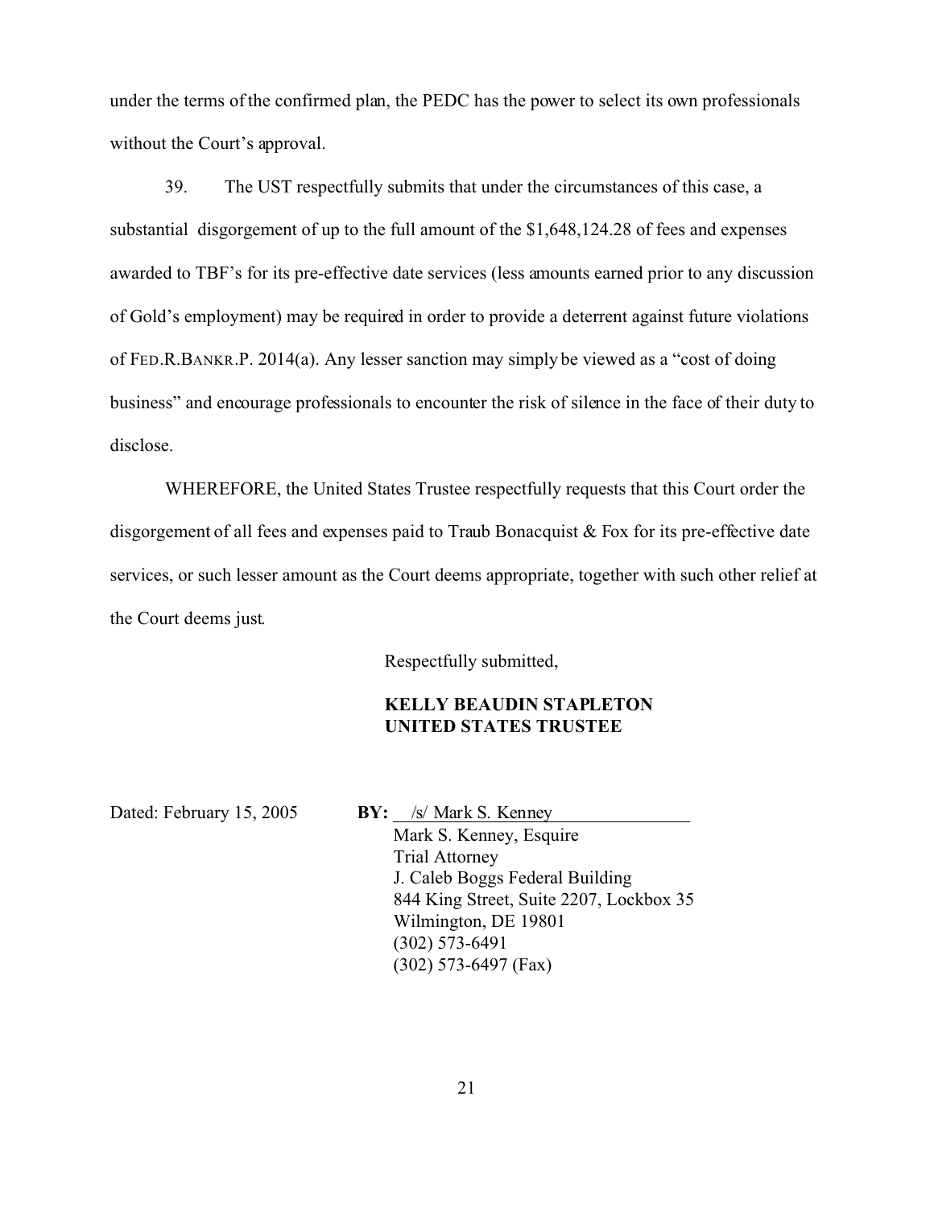under the terms of the confirmed plan, the PEDC has the power to select its own professionals without the Court's approval.

39. The UST respectfully submits that under the circumstances of this case, a substantial disgorgement of up to the full amount of the $1,648,124.28 of fees and expenses awarded to TBF's for its pre-effective date services (less amounts earned prior to any discussion of Gold's employment) may be required in order to provide a deterrent against future violations of FED.R.BANKR.P. 2014(a). Any lesser sanction may simply be viewed as a "cost of doing business" and encourage professionals to encounter the risk of silence in the face of their duty to disclose.

WHEREFORE, the United States Trustee respectfully requests that this Court order the disgorgement of all fees and expenses paid to Traub Bonacquist & Fox for its pre-effective date services, or such lesser amount as the Court deems appropriate, together with such other relief at the Court deems just.

Respectfully submitted,

**KELLY BEAUDIN STAPLETON**
**UNITED STATES TRUSTEE**

Dated: February 15, 2005

**BY:** /s/ Mark S. Kenney
Mark S. Kenney, Esquire
Trial Attorney
J. Caleb Boggs Federal Building
844 King Street, Suite 2207, Lockbox 35
Wilmington, DE 19801
(302) 573-6491
(302) 573-6497 (Fax)